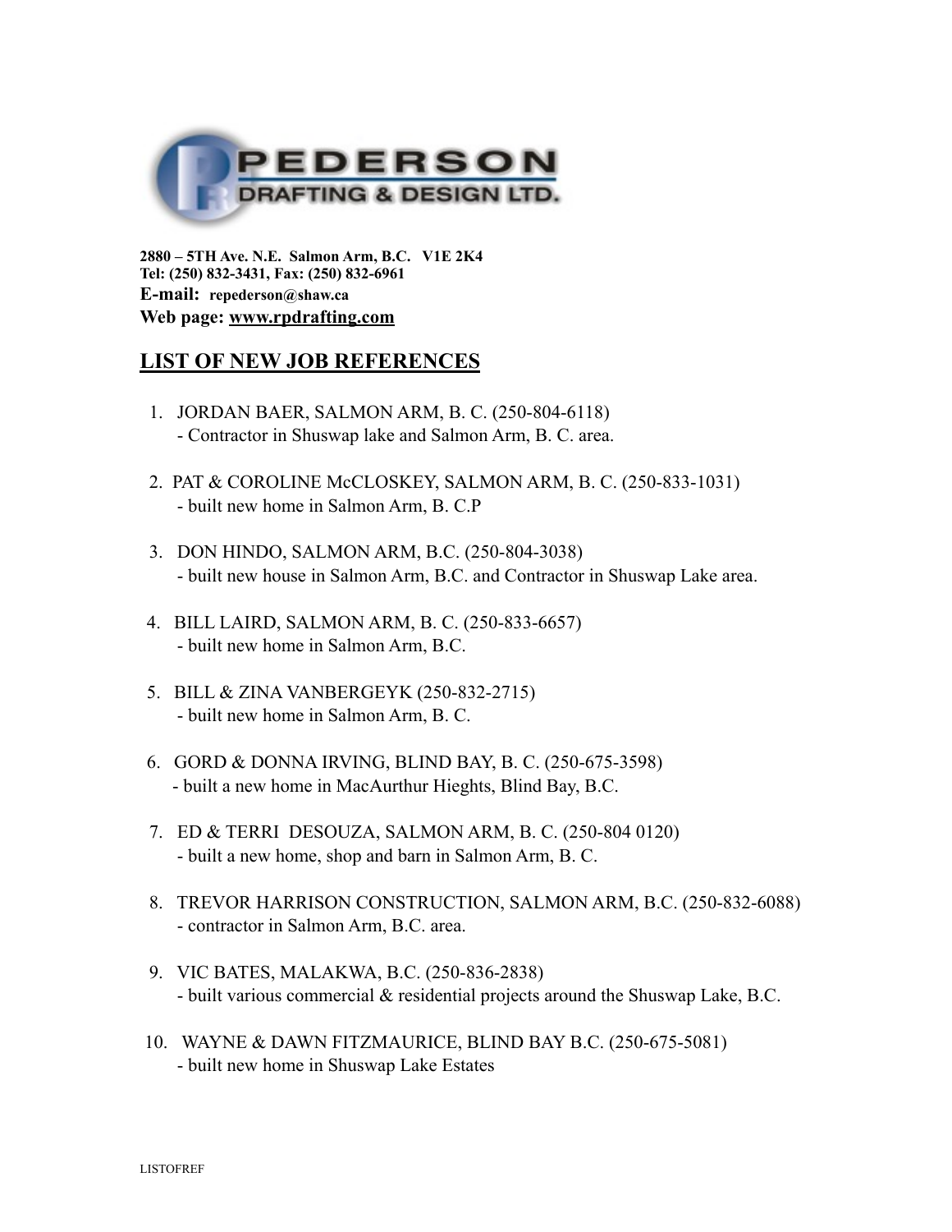PEDERSON DRAFTING & DESIGN LTD.

**2880 – 5TH Ave. N.E. Salmon Arm, B.C. V1E 2K4**
**Tel: (250) 832-3431, Fax: (250) 832-6961**
**E-mail: repederson@shaw.ca**
**Web page: www.rpdrafting.com**

## LIST OF NEW JOB REFERENCES

1. JORDAN BAER, SALMON ARM, B. C. (250-804-6118)
   - Contractor in Shuswap lake and Salmon Arm, B. C. area.

2. PAT & COROLINE McCLOSKEY, SALMON ARM, B. C. (250-833-1031)
   - built new home in Salmon Arm, B. C.P

3. DON HINDO, SALMON ARM, B.C. (250-804-3038)
   - built new house in Salmon Arm, B.C. and Contractor in Shuswap Lake area.

4. BILL LAIRD, SALMON ARM, B. C. (250-833-6657)
   - built new home in Salmon Arm, B.C.

5. BILL & ZINA VANBERGEYK (250-832-2715)
   - built new home in Salmon Arm, B. C.

6. GORD & DONNA IRVING, BLIND BAY, B. C. (250-675-3598)
   - built a new home in MacAurthur Hieghts, Blind Bay, B.C.

7. ED & TERRI DESOUZA, SALMON ARM, B. C. (250-804 0120)
   - built a new home, shop and barn in Salmon Arm, B. C.

8. TREVOR HARRISON CONSTRUCTION, SALMON ARM, B.C. (250-832-6088)
   - contractor in Salmon Arm, B.C. area.

9. VIC BATES, MALAKWA, B.C. (250-836-2838)
   - built various commercial & residential projects around the Shuswap Lake, B.C.

10. WAYNE & DAWN FITZMAURICE, BLIND BAY B.C. (250-675-5081)
    - built new home in Shuswap Lake Estates

LISTOFREF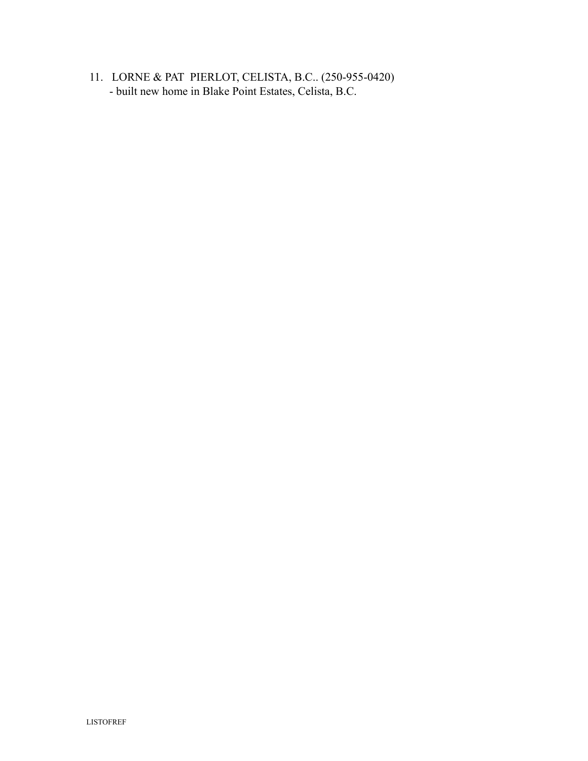11. LORNE & PAT PIERLOT, CELISTA, B.C.. (250-955-0420)
    - built new home in Blake Point Estates, Celista, B.C.

LISTOFREF